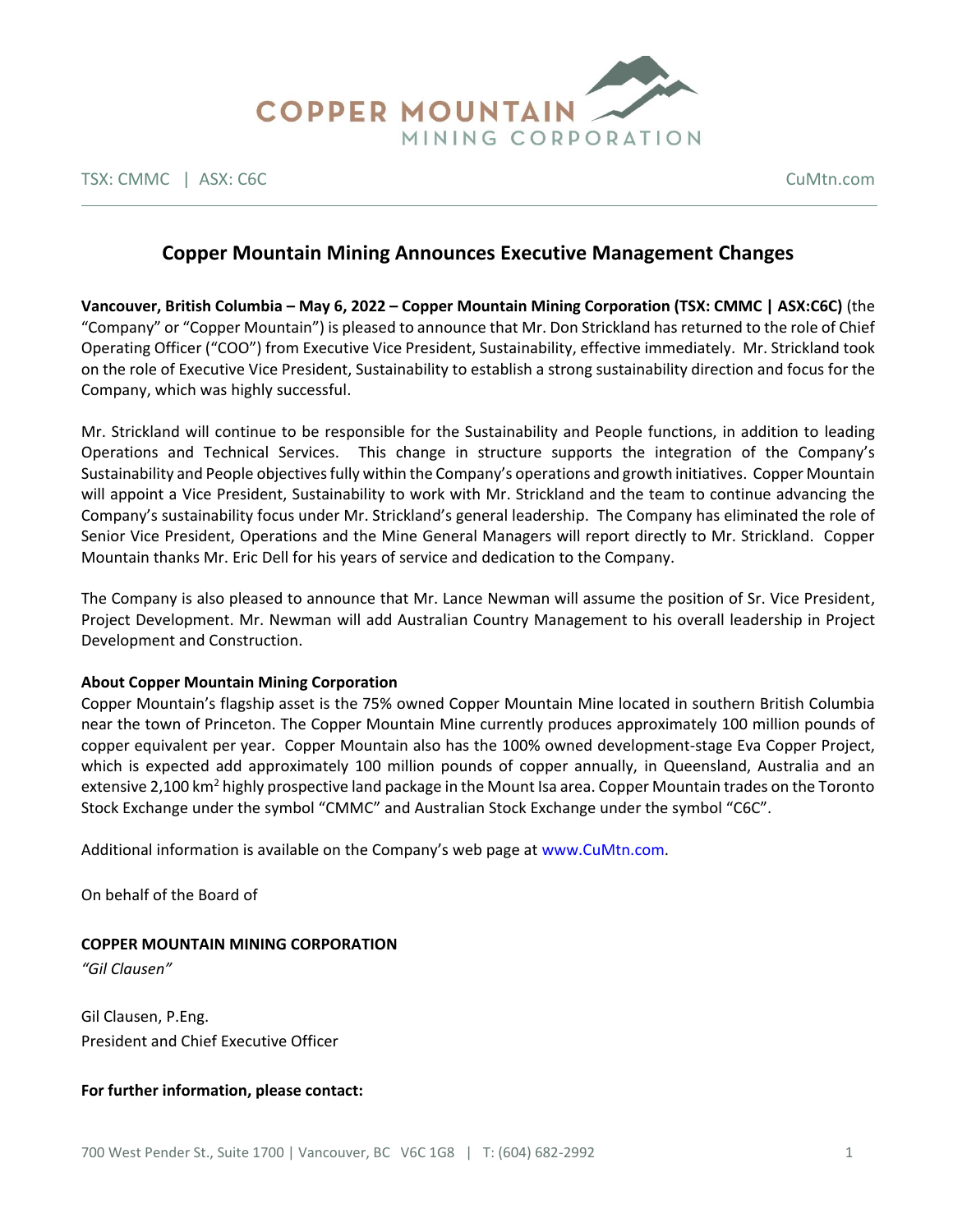COPPER MOUNTAIN MINING CORPORATION

TSX: CMMC | ASX: C6C CuMtn.com

# Copper Mountain Mining Announces Executive Management Changes

**Vancouver, British Columbia – May 6, 2022 – Copper Mountain Mining Corporation (TSX: CMMC | ASX:C6C)** (the "Company" or "Copper Mountain") is pleased to announce that Mr. Don Strickland has returned to the role of Chief Operating Officer ("COO") from Executive Vice President, Sustainability, effective immediately. Mr. Strickland took on the role of Executive Vice President, Sustainability to establish a strong sustainability direction and focus for the Company, which was highly successful.

Mr. Strickland will continue to be responsible for the Sustainability and People functions, in addition to leading Operations and Technical Services. This change in structure supports the integration of the Company's Sustainability and People objectives fully within the Company's operations and growth initiatives. Copper Mountain will appoint a Vice President, Sustainability to work with Mr. Strickland and the team to continue advancing the Company's sustainability focus under Mr. Strickland's general leadership. The Company has eliminated the role of Senior Vice President, Operations and the Mine General Managers will report directly to Mr. Strickland. Copper Mountain thanks Mr. Eric Dell for his years of service and dedication to the Company.

The Company is also pleased to announce that Mr. Lance Newman will assume the position of Sr. Vice President, Project Development. Mr. Newman will add Australian Country Management to his overall leadership in Project Development and Construction.

**About Copper Mountain Mining Corporation**

Copper Mountain's flagship asset is the 75% owned Copper Mountain Mine located in southern British Columbia near the town of Princeton. The Copper Mountain Mine currently produces approximately 100 million pounds of copper equivalent per year. Copper Mountain also has the 100% owned development-stage Eva Copper Project, which is expected add approximately 100 million pounds of copper annually, in Queensland, Australia and an extensive 2,100 km$^2$ highly prospective land package in the Mount Isa area. Copper Mountain trades on the Toronto Stock Exchange under the symbol "CMMC" and Australian Stock Exchange under the symbol "C6C".

Additional information is available on the Company's web page at www.CuMtn.com.

On behalf of the Board of

**COPPER MOUNTAIN MINING CORPORATION**

*"Gil Clausen"*

Gil Clausen, P.Eng.
President and Chief Executive Officer

**For further information, please contact:**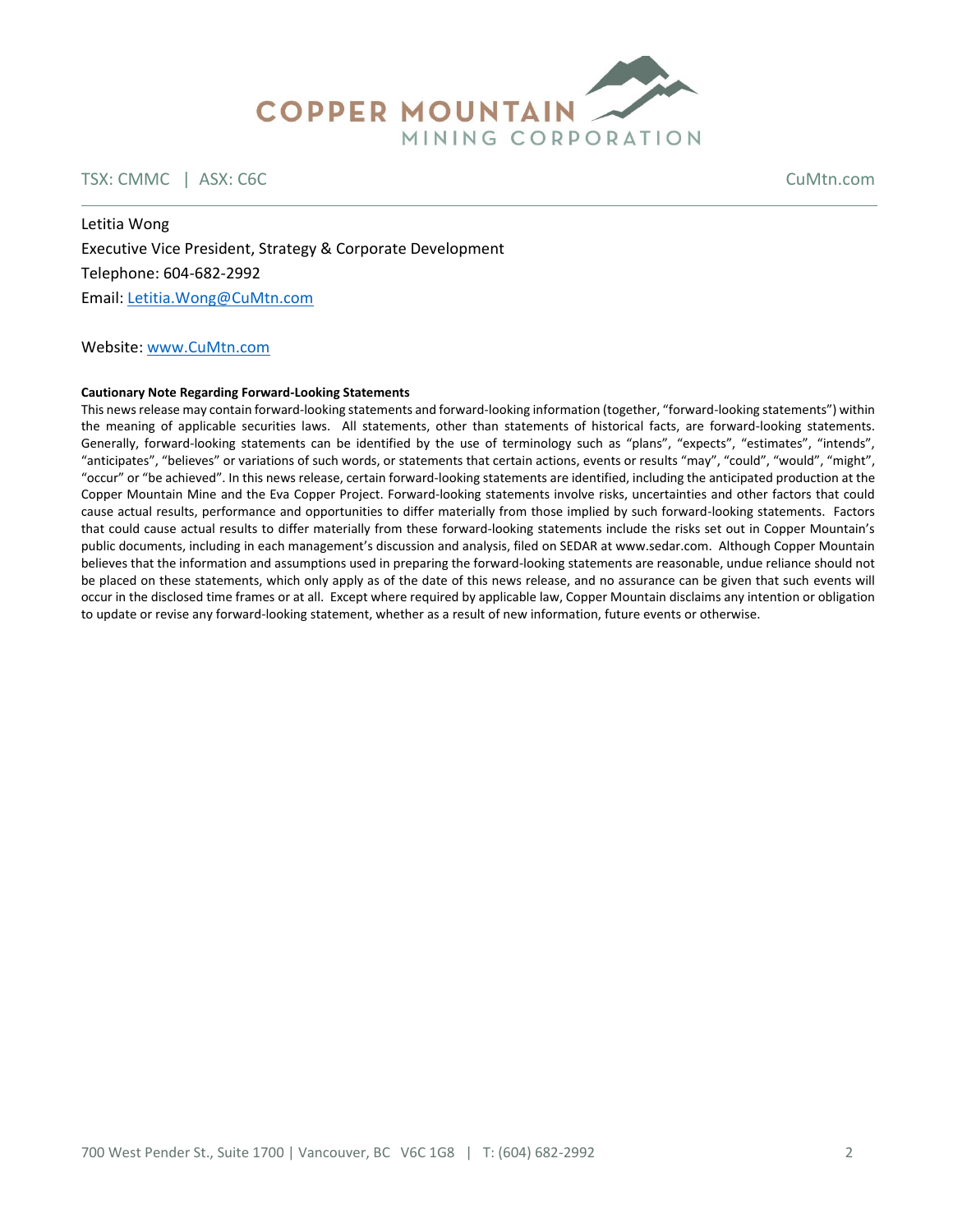TSX: CMMC | ASX: C6C CuMtn.com

Letitia Wong
Executive Vice President, Strategy & Corporate Development
Telephone: 604-682-2992
Email: Letitia.Wong@CuMtn.com

Website: www.CuMtn.com

**Cautionary Note Regarding Forward-Looking Statements**

This news release may contain forward-looking statements and forward-looking information (together, "forward-looking statements") within the meaning of applicable securities laws. All statements, other than statements of historical facts, are forward-looking statements. Generally, forward-looking statements can be identified by the use of terminology such as "plans", "expects", "estimates", "intends", "anticipates", "believes" or variations of such words, or statements that certain actions, events or results "may", "could", "would", "might", "occur" or "be achieved". In this news release, certain forward-looking statements are identified, including the anticipated production at the Copper Mountain Mine and the Eva Copper Project. Forward-looking statements involve risks, uncertainties and other factors that could cause actual results, performance and opportunities to differ materially from those implied by such forward-looking statements. Factors that could cause actual results to differ materially from these forward-looking statements include the risks set out in Copper Mountain's public documents, including in each management's discussion and analysis, filed on SEDAR at www.sedar.com. Although Copper Mountain believes that the information and assumptions used in preparing the forward-looking statements are reasonable, undue reliance should not be placed on these statements, which only apply as of the date of this news release, and no assurance can be given that such events will occur in the disclosed time frames or at all. Except where required by applicable law, Copper Mountain disclaims any intention or obligation to update or revise any forward-looking statement, whether as a result of new information, future events or otherwise.

700 West Pender St., Suite 1700 | Vancouver, BC V6C 1G8 | T: (604) 682-2992